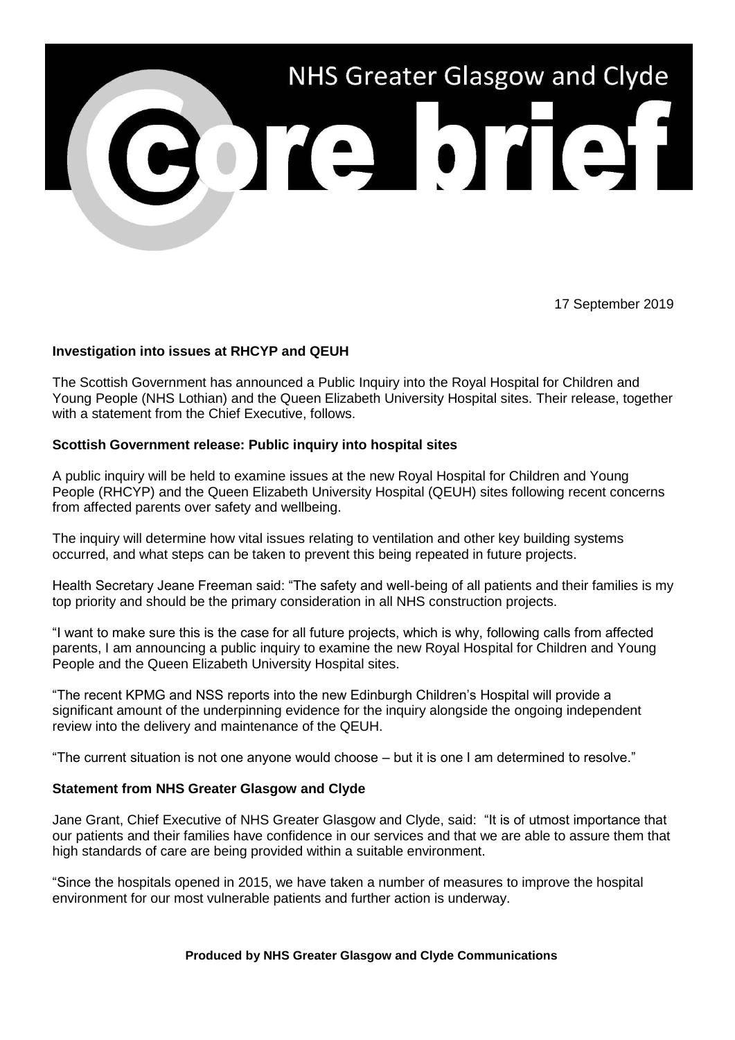# NHS Greater Glasgow and Clyde

# core brief

17 September 2019

**Investigation into issues at RHCYP and QEUH**

The Scottish Government has announced a Public Inquiry into the Royal Hospital for Children and Young People (NHS Lothian) and the Queen Elizabeth University Hospital sites. Their release, together with a statement from the Chief Executive, follows.

**Scottish Government release: Public inquiry into hospital sites**

A public inquiry will be held to examine issues at the new Royal Hospital for Children and Young People (RHCYP) and the Queen Elizabeth University Hospital (QEUH) sites following recent concerns from affected parents over safety and wellbeing.

The inquiry will determine how vital issues relating to ventilation and other key building systems occurred, and what steps can be taken to prevent this being repeated in future projects.

Health Secretary Jeane Freeman said: "The safety and well-being of all patients and their families is my top priority and should be the primary consideration in all NHS construction projects.

"I want to make sure this is the case for all future projects, which is why, following calls from affected parents, I am announcing a public inquiry to examine the new Royal Hospital for Children and Young People and the Queen Elizabeth University Hospital sites.

"The recent KPMG and NSS reports into the new Edinburgh Children's Hospital will provide a significant amount of the underpinning evidence for the inquiry alongside the ongoing independent review into the delivery and maintenance of the QEUH.

"The current situation is not one anyone would choose – but it is one I am determined to resolve."

**Statement from NHS Greater Glasgow and Clyde**

Jane Grant, Chief Executive of NHS Greater Glasgow and Clyde, said: "It is of utmost importance that our patients and their families have confidence in our services and that we are able to assure them that high standards of care are being provided within a suitable environment.

"Since the hospitals opened in 2015, we have taken a number of measures to improve the hospital environment for our most vulnerable patients and further action is underway.

**Produced by NHS Greater Glasgow and Clyde Communications**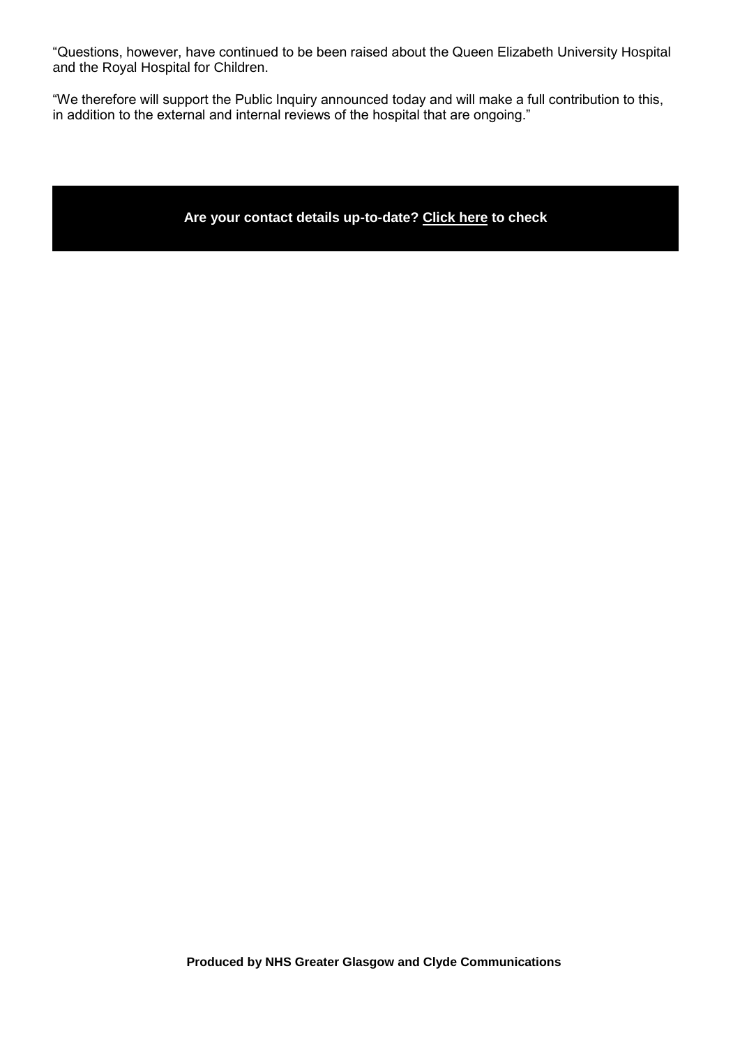"Questions, however, have continued to be been raised about the Queen Elizabeth University Hospital and the Royal Hospital for Children.

"We therefore will support the Public Inquiry announced today and will make a full contribution to this, in addition to the external and internal reviews of the hospital that are ongoing."

**Are your contact details up-to-date? Click here to check**

**Produced by NHS Greater Glasgow and Clyde Communications**